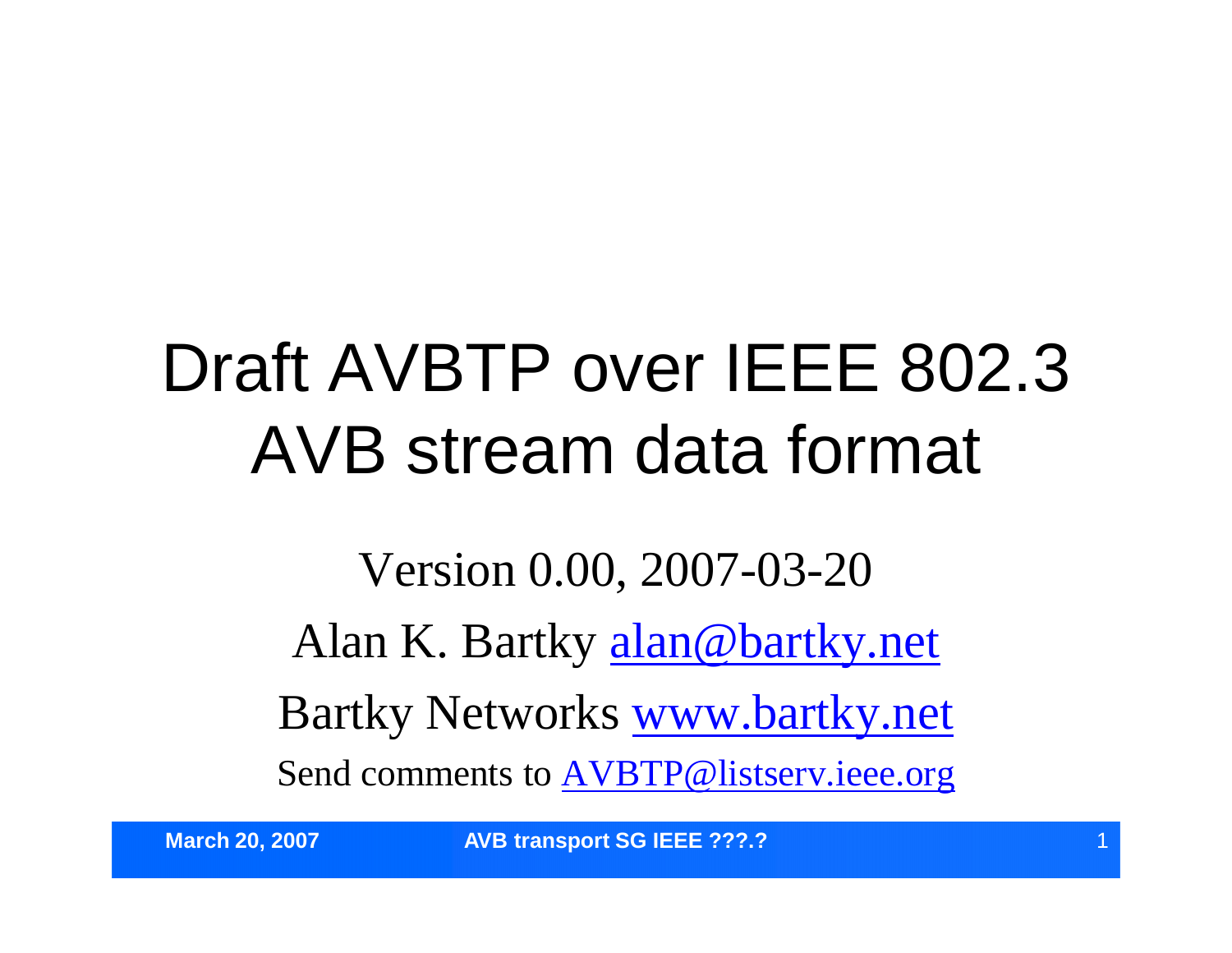# Draft AVBTP over IEEE 802.3 AVB stream data format

Version 0.00, 2007-03-20

Alan K. Bartky alan@bartky.net

Bartky Networks www.bartky.net

Send comments to AVBTP@listserv.ieee.org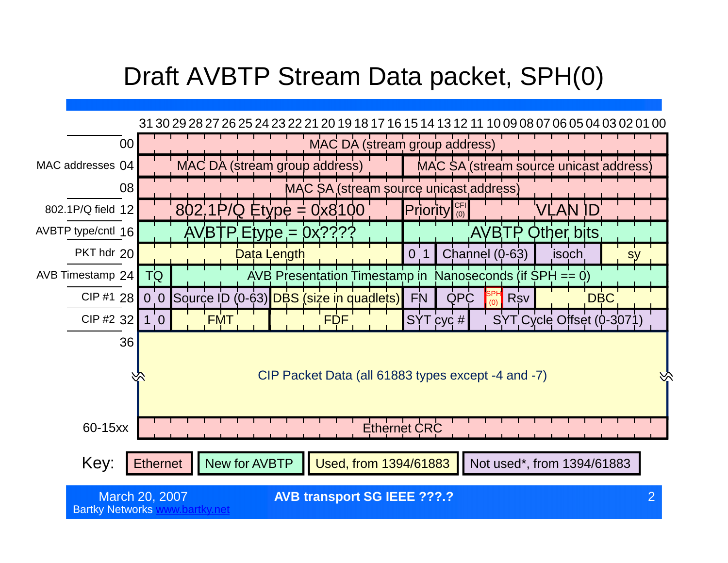# Draft AVBTP Stream Data packet, SPH(0)

| Offset | | 31 | 30 | 29 | 28 | 27 | 26 | 25 | 24 | 23 | 22 | 21 | 20 | 19 | 18 | 17 | 16 | 15 | 14 | 13 | 12 | 11 | 10 | 09 | 08 | 07 | 06 | 05 | 04 | 03 | 02 | 01 | 00 |
|---|---|---|---|---|---|---|---|---|---|---|---|---|---|---|---|---|---|---|---|---|---|---|---|---|---|---|---|---|---|---|---|---|---|
| MAC addresses | 00 | MAC DA (stream group address) | | | | | | | | | | | | | | | | | | | | | | | | | | | | | | | |
| | 04 | MAC DA (stream group address) | | | | | | | | | | | | | | | | MAC SA (stream source unicast address) | | | | | | | | | | | | | | | |
| | 08 | MAC SA (stream source unicast address) | | | | | | | | | | | | | | | | | | | | | | | | | | | | | | | |
| 802.1P/Q field | 12 | 802.1P/Q Etype = 0x8100 | | | | | | | | | | | | | | | | Priority | | | CFI (0) | VLAN ID | | | | | | | | | | | |
| AVBTP type/cntl | 16 | AVBTP Etype = 0x???? | | | | | | | | | | | | | | | | AVBTP Other bits | | | | | | | | | | | | | | | |
| PKT hdr | 20 | Data Length | | | | | | | | | | | | | | | | 0 | 1 | Channel (0-63) | | | | | | isoch | | | | sy | | | |
| AVB Timestamp | 24 | TQ | | AVB Presentation Timestamp in Nanoseconds (if SPH == 0) | | | | | | | | | | | | | | | | | | | | | | | | | | | | | |
| CIP #1 | 28 | 0 | 0 | Source ID (0-63) | | | | | | DBS (size in quadlets) | | | | | | | | FN | | QPC | | | SPH (0) | Rsv | | DBC | | | | | | | |
| CIP #2 | 32 | 1 | 0 | FMT | | | | | | FDF | | | | | | | | SYT cyc # | | | | SYT Cycle Offset (0-3071) | | | | | | | | | | | |
| | 36 | CIP Packet Data (all 61883 types except -4 and -7) | | | | | | | | | | | | | | | | | | | | | | | | | | | | | | | |
| | 60-15xx | Ethernet CRC | | | | | | | | | | | | | | | | | | | | | | | | | | | | | | | |

Key: Ethernet | New for AVBTP | Used, from 1394/61883 | Not used*, from 1394/61883

March 20, 2007
Bartky Networks www.bartky.net

**AVB transport SG IEEE ???.?**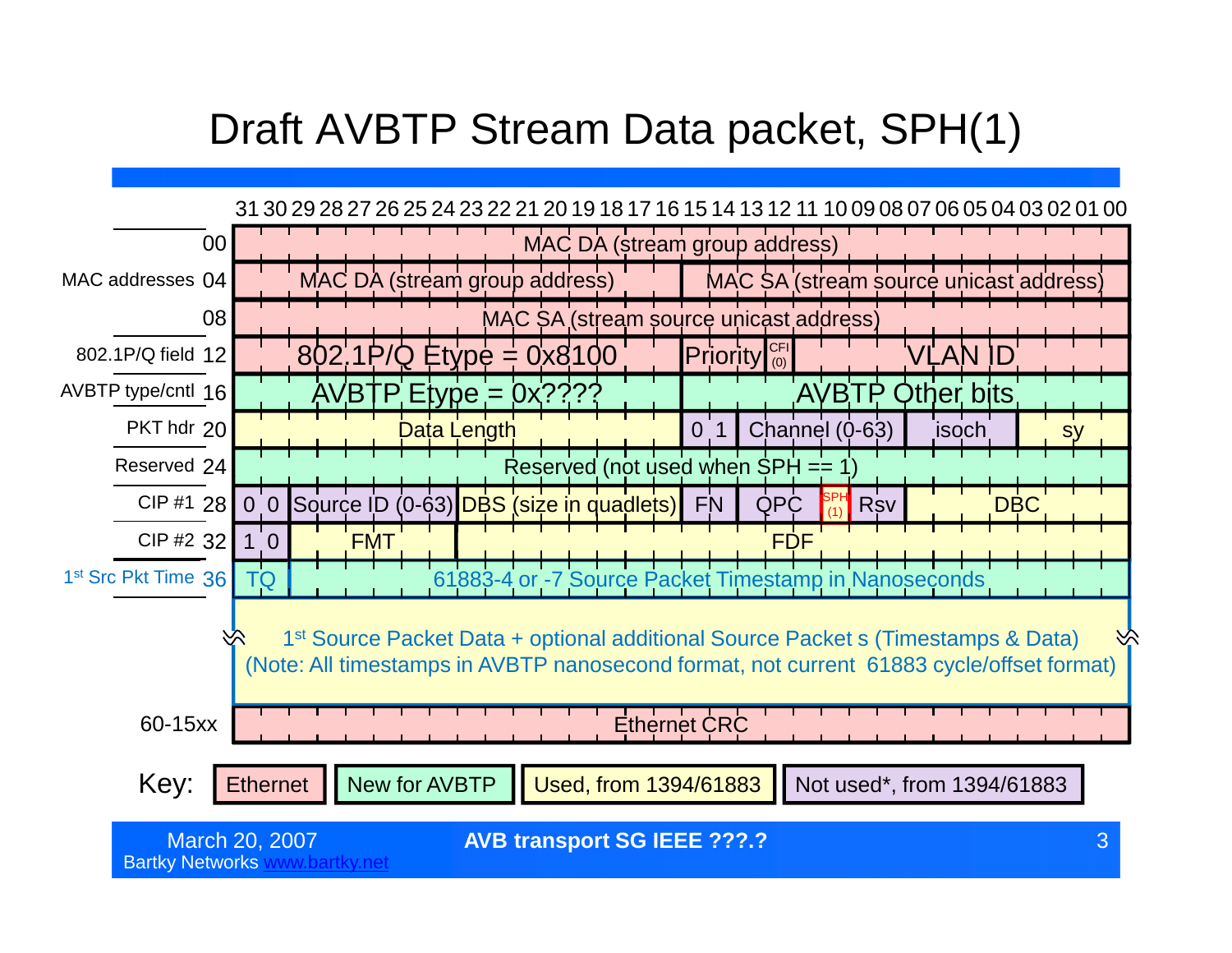# Draft AVBTP Stream Data packet, SPH(1)

| Label | Offset | Bits 31–16 | | | | Bits 15–00 | | | | |
|---|---|---|---|---|---|---|---|---|---|---|
| | 00 | MAC DA (stream group address) | | | | | | | | |
| MAC addresses | 04 | MAC DA (stream group address) | | | | MAC SA (stream source unicast address) | | | | |
| | 08 | MAC SA (stream source unicast address) | | | | | | | | |
| 802.1P/Q field | 12 | 802.1P/Q Etype = 0x8100 | | | | Priority | CFI (0) | VLAN ID | | |
| AVBTP type/cntl | 16 | AVBTP Etype = 0x???? | | | | AVBTP Other bits | | | | |
| PKT hdr | 20 | Data Length | | | | 0 1 | Channel (0-63) | isoch | sy | |
| Reserved | 24 | Reserved (not used when SPH == 1) | | | | | | | | |
| CIP #1 | 28 | 0 0 | Source ID (0-63) | DBS (size in quadlets) | | FN | QPC | SPH (1) | Rsv | DBC |
| CIP #2 | 32 | 1 0 | FMT | FDF | | | | | | |
| 1st Src Pkt Time | 36 | TQ | 61883-4 or -7 Source Packet Timestamp in Nanoseconds | | | | | | | |
| | | 1st Source Packet Data + optional additional Source Packet s (Timestamps & Data) (Note: All timestamps in AVBTP nanosecond format, not current 61883 cycle/offset format) | | | | | | | | |
| | 60-15xx | Ethernet CRC | | | | | | | | |

Key: Ethernet | New for AVBTP | Used, from 1394/61883 | Not used*, from 1394/61883

March 20, 2007
Bartky Networks www.bartky.net

AVB transport SG IEEE ???.?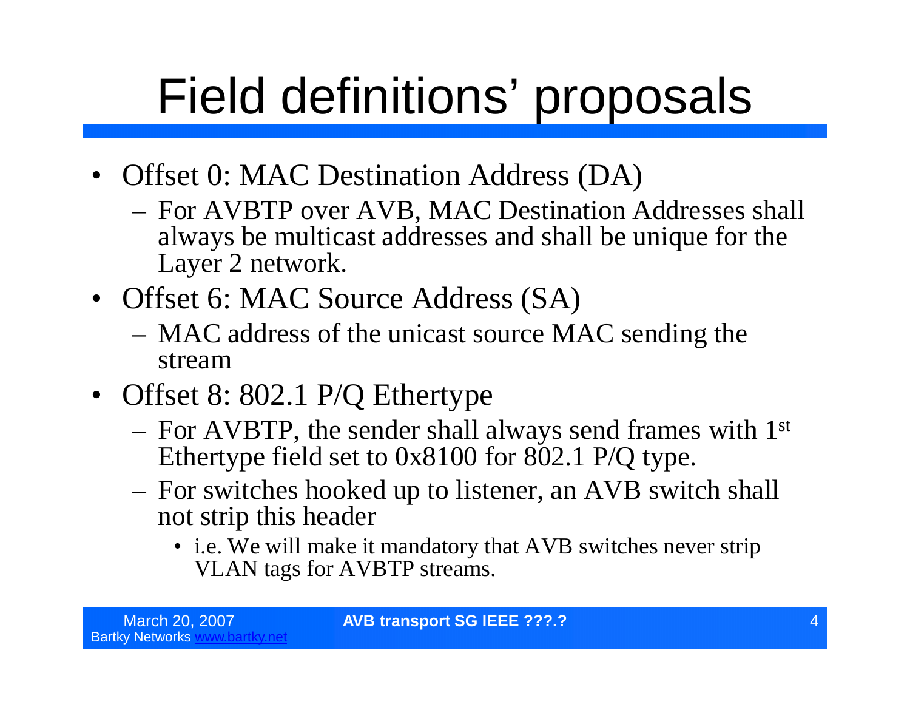# Field definitions' proposals

- Offset 0: MAC Destination Address (DA)
  - For AVBTP over AVB, MAC Destination Addresses shall always be multicast addresses and shall be unique for the Layer 2 network.
- Offset 6: MAC Source Address (SA)
  - MAC address of the unicast source MAC sending the stream
- Offset 8: 802.1 P/Q Ethertype
  - For AVBTP, the sender shall always send frames with 1st Ethertype field set to 0x8100 for 802.1 P/Q type.
  - For switches hooked up to listener, an AVB switch shall not strip this header
    - i.e. We will make it mandatory that AVB switches never strip VLAN tags for AVBTP streams.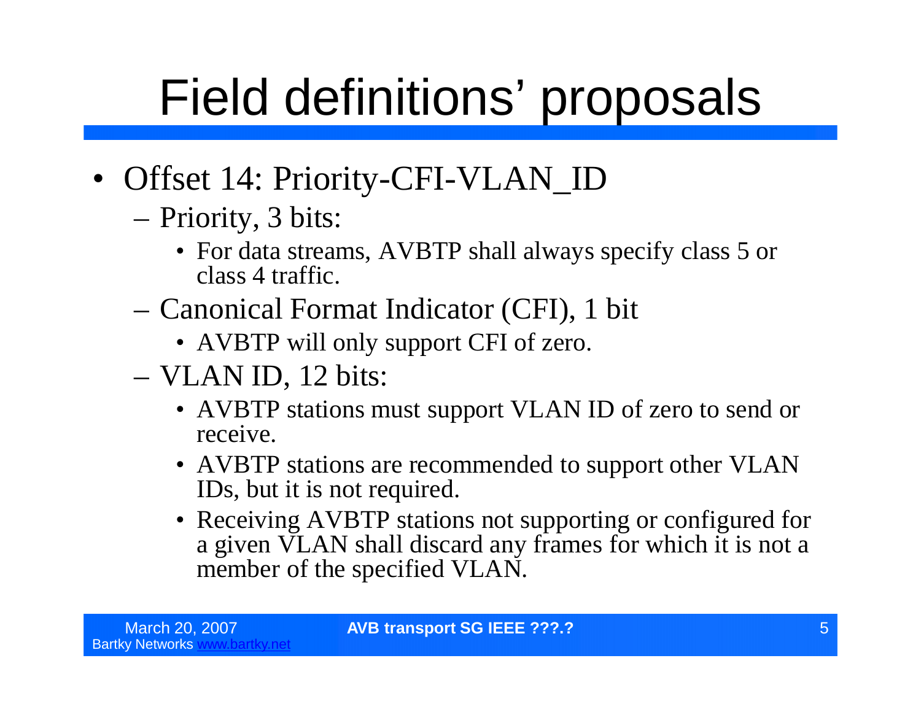# Field definitions' proposals

- Offset 14: Priority-CFI-VLAN_ID
  - Priority, 3 bits:
    - For data streams, AVBTP shall always specify class 5 or class 4 traffic.
  - Canonical Format Indicator (CFI), 1 bit
    - AVBTP will only support CFI of zero.
  - VLAN ID, 12 bits:
    - AVBTP stations must support VLAN ID of zero to send or receive.
    - AVBTP stations are recommended to support other VLAN IDs, but it is not required.
    - Receiving AVBTP stations not supporting or configured for a given VLAN shall discard any frames for which it is not a member of the specified VLAN.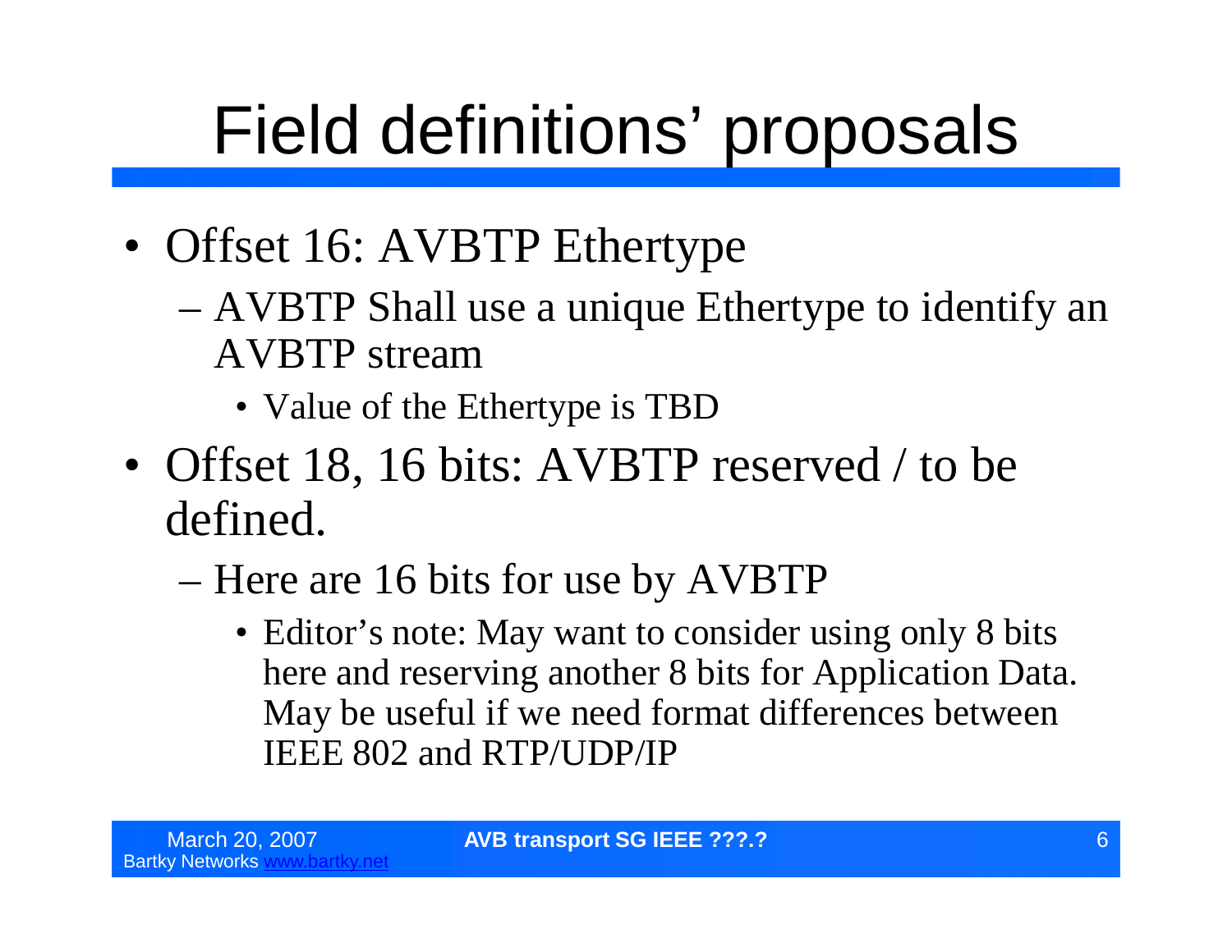# Field definitions' proposals

- Offset 16: AVBTP Ethertype
  - AVBTP Shall use a unique Ethertype to identify an AVBTP stream
    - Value of the Ethertype is TBD
- Offset 18, 16 bits: AVBTP reserved / to be defined.
  - Here are 16 bits for use by AVBTP
    - Editor's note: May want to consider using only 8 bits here and reserving another 8 bits for Application Data. May be useful if we need format differences between IEEE 802 and RTP/UDP/IP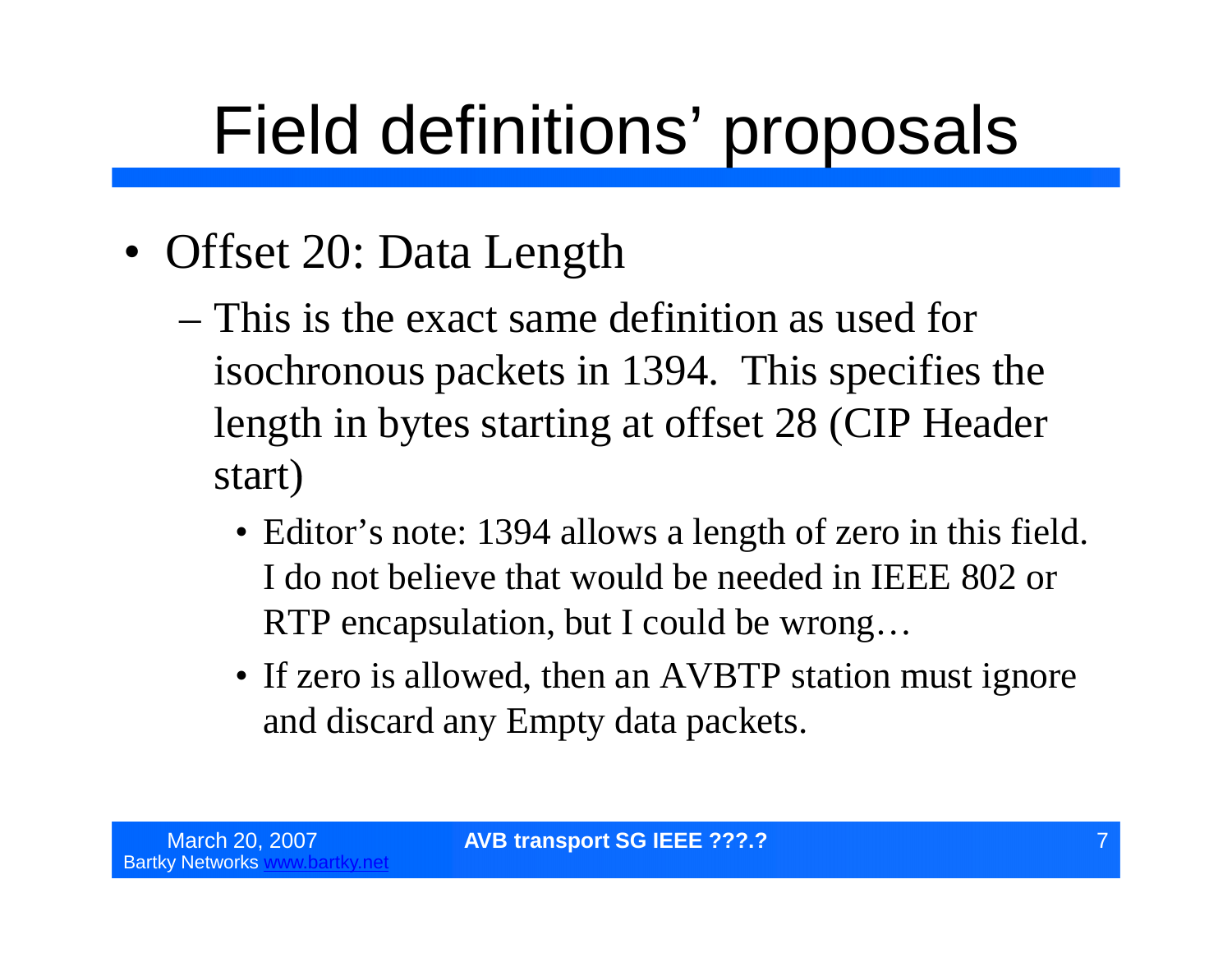# Field definitions' proposals

- Offset 20: Data Length
  - This is the exact same definition as used for isochronous packets in 1394. This specifies the length in bytes starting at offset 28 (CIP Header start)
    - Editor's note: 1394 allows a length of zero in this field. I do not believe that would be needed in IEEE 802 or RTP encapsulation, but I could be wrong…
    - If zero is allowed, then an AVBTP station must ignore and discard any Empty data packets.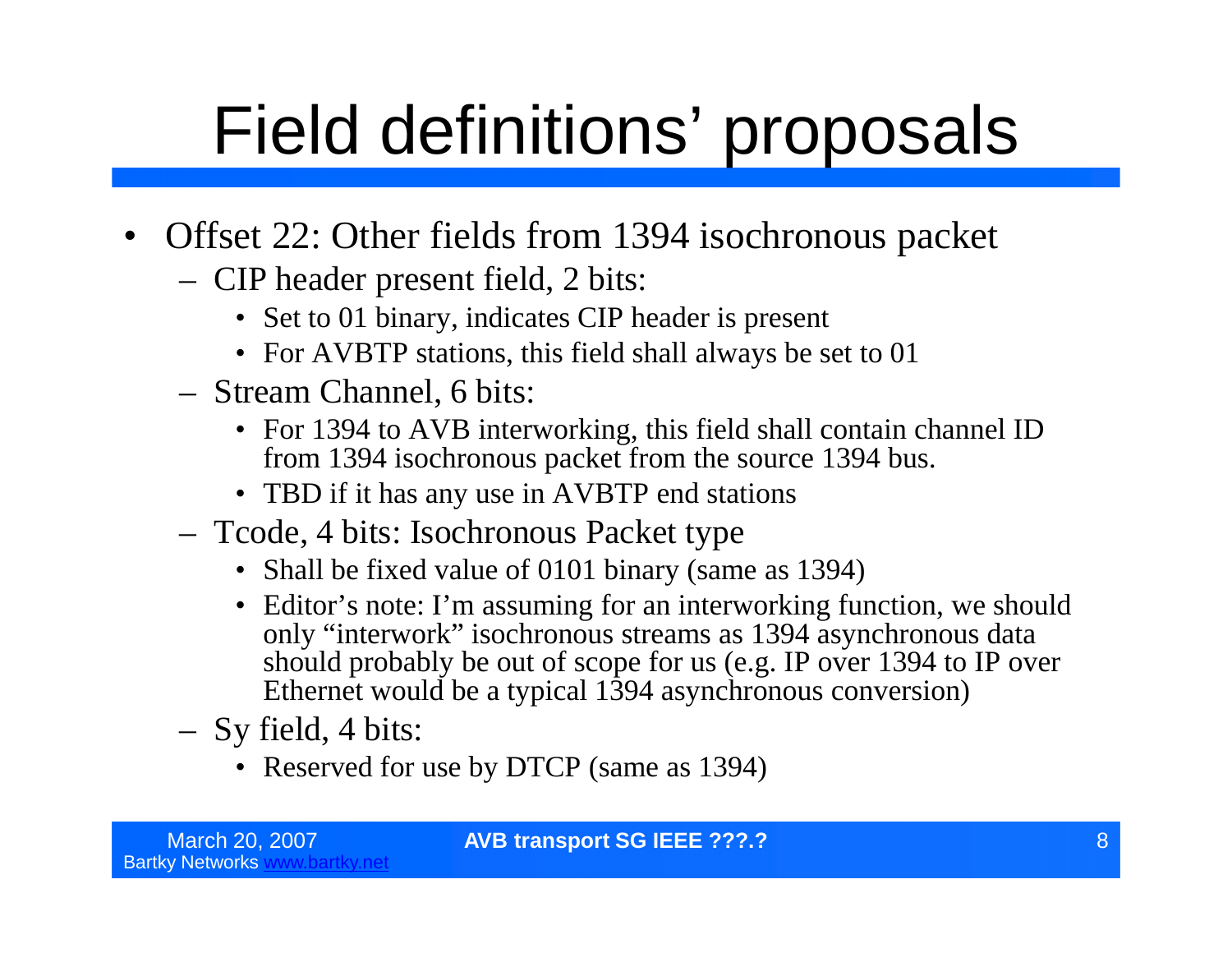# Field definitions' proposals

- Offset 22: Other fields from 1394 isochronous packet
  - CIP header present field, 2 bits:
    - Set to 01 binary, indicates CIP header is present
    - For AVBTP stations, this field shall always be set to 01
  - Stream Channel, 6 bits:
    - For 1394 to AVB interworking, this field shall contain channel ID from 1394 isochronous packet from the source 1394 bus.
    - TBD if it has any use in AVBTP end stations
  - Tcode, 4 bits: Isochronous Packet type
    - Shall be fixed value of 0101 binary (same as 1394)
    - Editor's note: I'm assuming for an interworking function, we should only "interwork" isochronous streams as 1394 asynchronous data should probably be out of scope for us (e.g. IP over 1394 to IP over Ethernet would be a typical 1394 asynchronous conversion)
  - Sy field, 4 bits:
    - Reserved for use by DTCP (same as 1394)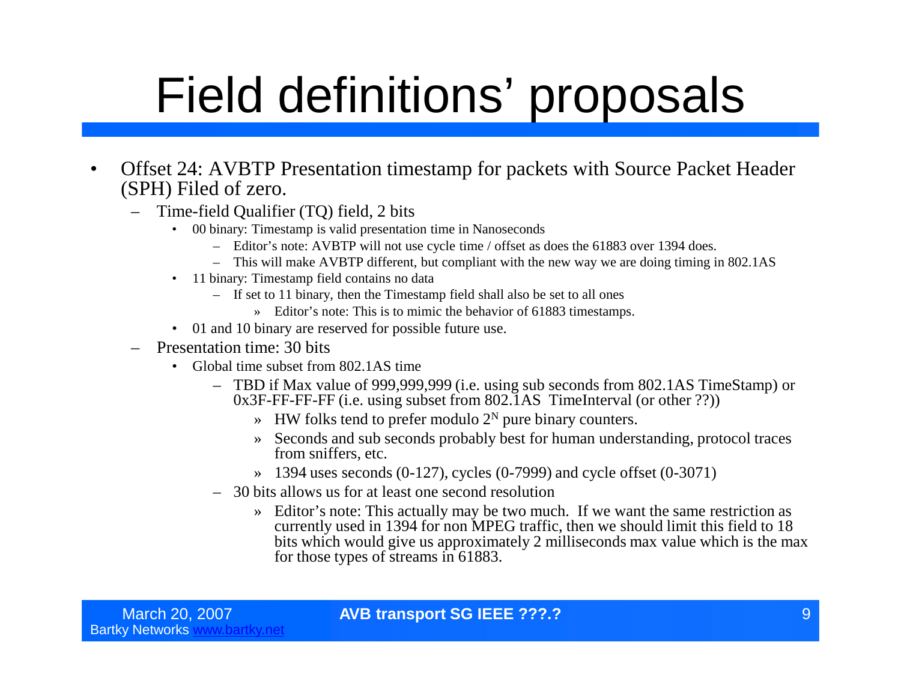# Field definitions' proposals

- Offset 24: AVBTP Presentation timestamp for packets with Source Packet Header (SPH) Filed of zero.
  - Time-field Qualifier (TQ) field, 2 bits
    - 00 binary: Timestamp is valid presentation time in Nanoseconds
      - Editor's note: AVBTP will not use cycle time / offset as does the 61883 over 1394 does.
      - This will make AVBTP different, but compliant with the new way we are doing timing in 802.1AS
    - 11 binary: Timestamp field contains no data
      - If set to 11 binary, then the Timestamp field shall also be set to all ones
        - » Editor's note: This is to mimic the behavior of 61883 timestamps.
    - 01 and 10 binary are reserved for possible future use.
  - Presentation time: 30 bits
    - Global time subset from 802.1AS time
      - TBD if Max value of 999,999,999 (i.e. using sub seconds from 802.1AS TimeStamp) or 0x3F-FF-FF-FF (i.e. using subset from 802.1AS TimeInterval (or other ??))
        - » HW folks tend to prefer modulo $2^N$ pure binary counters.
        - » Seconds and sub seconds probably best for human understanding, protocol traces from sniffers, etc.
        - » 1394 uses seconds (0-127), cycles (0-7999) and cycle offset (0-3071)
      - 30 bits allows us for at least one second resolution
        - » Editor's note: This actually may be two much. If we want the same restriction as currently used in 1394 for non MPEG traffic, then we should limit this field to 18 bits which would give us approximately 2 milliseconds max value which is the max for those types of streams in 61883.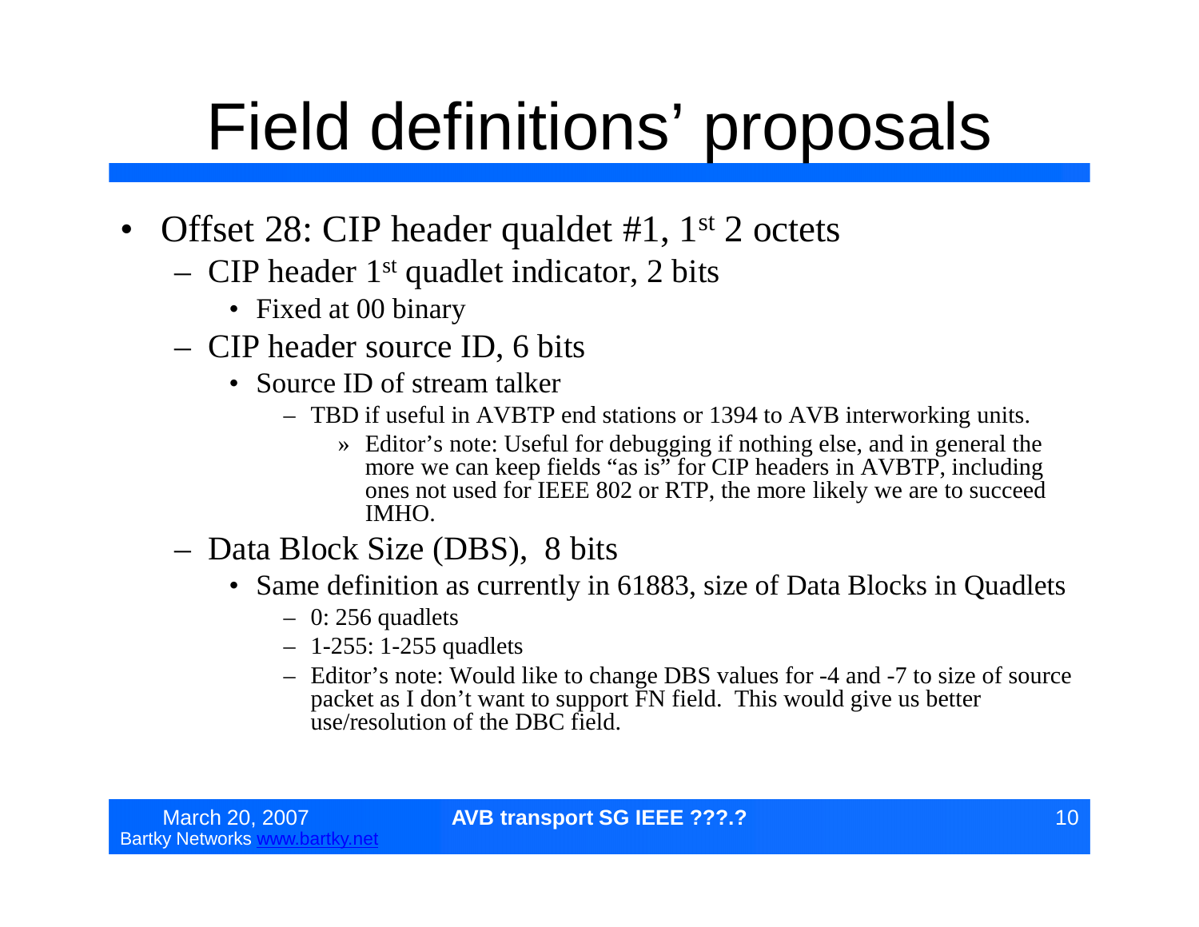# Field definitions' proposals

- Offset 28: CIP header qualdet #1, 1st 2 octets
  - CIP header 1st quadlet indicator, 2 bits
    - Fixed at 00 binary
  - CIP header source ID, 6 bits
    - Source ID of stream talker
      - TBD if useful in AVBTP end stations or 1394 to AVB interworking units.
        - Editor's note: Useful for debugging if nothing else, and in general the more we can keep fields "as is" for CIP headers in AVBTP, including ones not used for IEEE 802 or RTP, the more likely we are to succeed IMHO.
  - Data Block Size (DBS), 8 bits
    - Same definition as currently in 61883, size of Data Blocks in Quadlets
      - 0: 256 quadlets
      - 1-255: 1-255 quadlets
      - Editor's note: Would like to change DBS values for -4 and -7 to size of source packet as I don't want to support FN field. This would give us better use/resolution of the DBC field.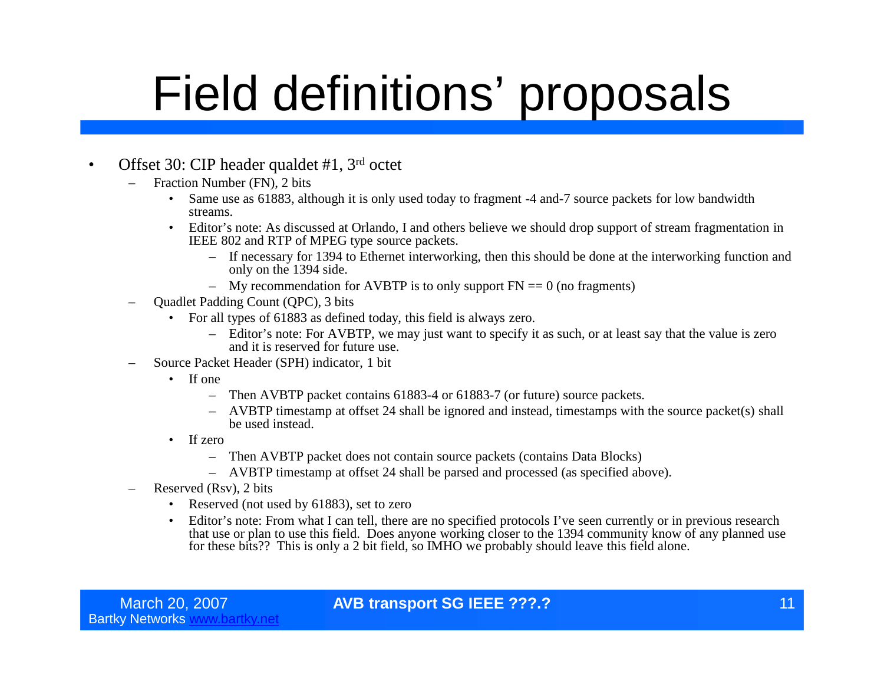# Field definitions' proposals

- Offset 30: CIP header qualdet #1, 3rd octet
  - Fraction Number (FN), 2 bits
    - Same use as 61883, although it is only used today to fragment -4 and-7 source packets for low bandwidth streams.
    - Editor's note: As discussed at Orlando, I and others believe we should drop support of stream fragmentation in IEEE 802 and RTP of MPEG type source packets.
      - If necessary for 1394 to Ethernet interworking, then this should be done at the interworking function and only on the 1394 side.
      - My recommendation for AVBTP is to only support FN == 0 (no fragments)
  - Quadlet Padding Count (QPC), 3 bits
    - For all types of 61883 as defined today, this field is always zero.
      - Editor's note: For AVBTP, we may just want to specify it as such, or at least say that the value is zero and it is reserved for future use.
  - Source Packet Header (SPH) indicator, 1 bit
    - If one
      - Then AVBTP packet contains 61883-4 or 61883-7 (or future) source packets.
      - AVBTP timestamp at offset 24 shall be ignored and instead, timestamps with the source packet(s) shall be used instead.
    - If zero
      - Then AVBTP packet does not contain source packets (contains Data Blocks)
      - AVBTP timestamp at offset 24 shall be parsed and processed (as specified above).
  - Reserved (Rsv), 2 bits
    - Reserved (not used by 61883), set to zero
    - Editor's note: From what I can tell, there are no specified protocols I've seen currently or in previous research that use or plan to use this field. Does anyone working closer to the 1394 community know of any planned use for these bits?? This is only a 2 bit field, so IMHO we probably should leave this field alone.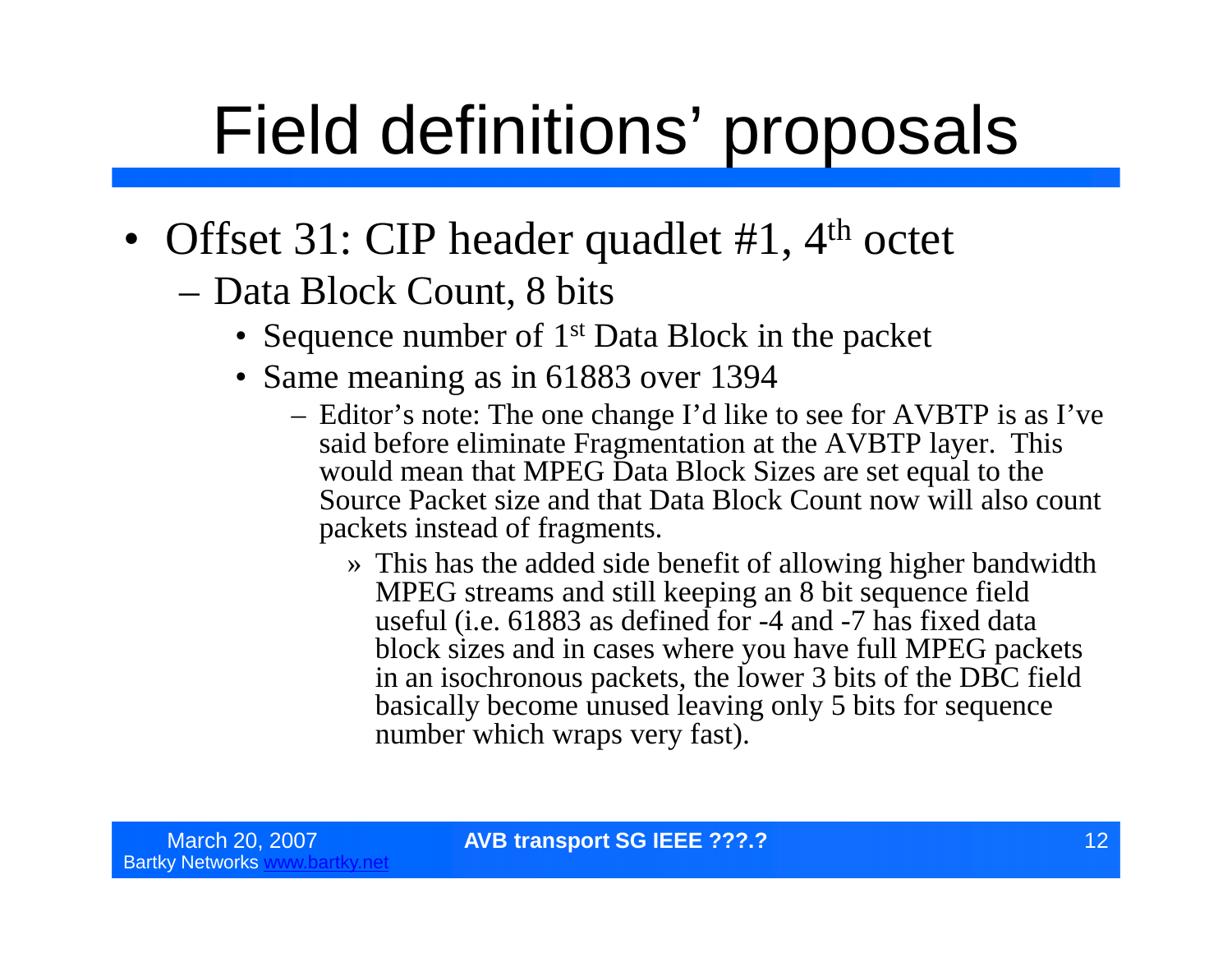# Field definitions' proposals

- Offset 31: CIP header quadlet #1, 4th octet
  - Data Block Count, 8 bits
    - Sequence number of 1st Data Block in the packet
    - Same meaning as in 61883 over 1394
      - Editor's note: The one change I'd like to see for AVBTP is as I've said before eliminate Fragmentation at the AVBTP layer. This would mean that MPEG Data Block Sizes are set equal to the Source Packet size and that Data Block Count now will also count packets instead of fragments.
        - » This has the added side benefit of allowing higher bandwidth MPEG streams and still keeping an 8 bit sequence field useful (i.e. 61883 as defined for -4 and -7 has fixed data block sizes and in cases where you have full MPEG packets in an isochronous packets, the lower 3 bits of the DBC field basically become unused leaving only 5 bits for sequence number which wraps very fast).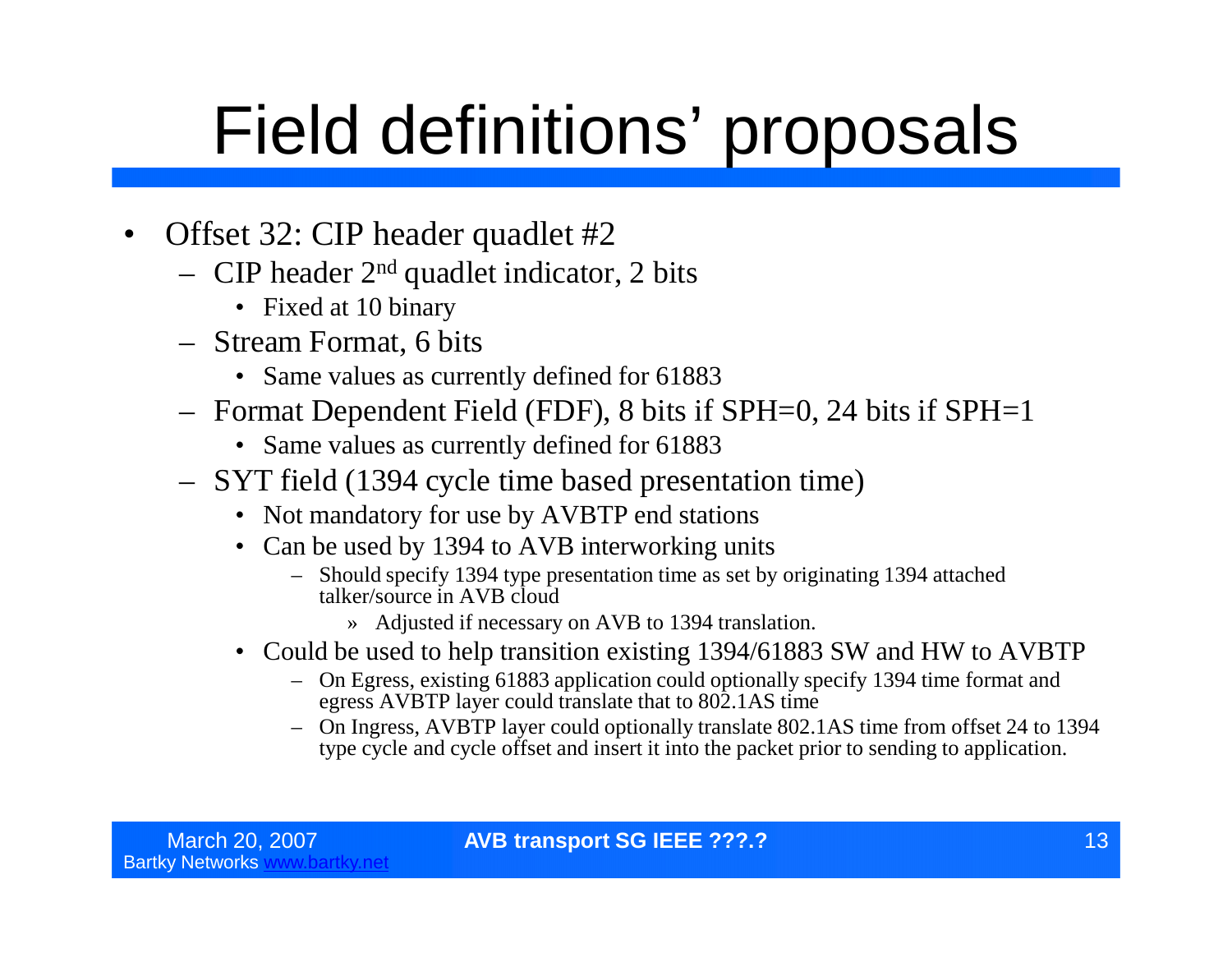# Field definitions' proposals

- Offset 32: CIP header quadlet #2
  - CIP header 2nd quadlet indicator, 2 bits
    - Fixed at 10 binary
  - Stream Format, 6 bits
    - Same values as currently defined for 61883
  - Format Dependent Field (FDF), 8 bits if SPH=0, 24 bits if SPH=1
    - Same values as currently defined for 61883
  - SYT field (1394 cycle time based presentation time)
    - Not mandatory for use by AVBTP end stations
    - Can be used by 1394 to AVB interworking units
      - Should specify 1394 type presentation time as set by originating 1394 attached talker/source in AVB cloud
        - Adjusted if necessary on AVB to 1394 translation.
    - Could be used to help transition existing 1394/61883 SW and HW to AVBTP
      - On Egress, existing 61883 application could optionally specify 1394 time format and egress AVBTP layer could translate that to 802.1AS time
      - On Ingress, AVBTP layer could optionally translate 802.1AS time from offset 24 to 1394 type cycle and cycle offset and insert it into the packet prior to sending to application.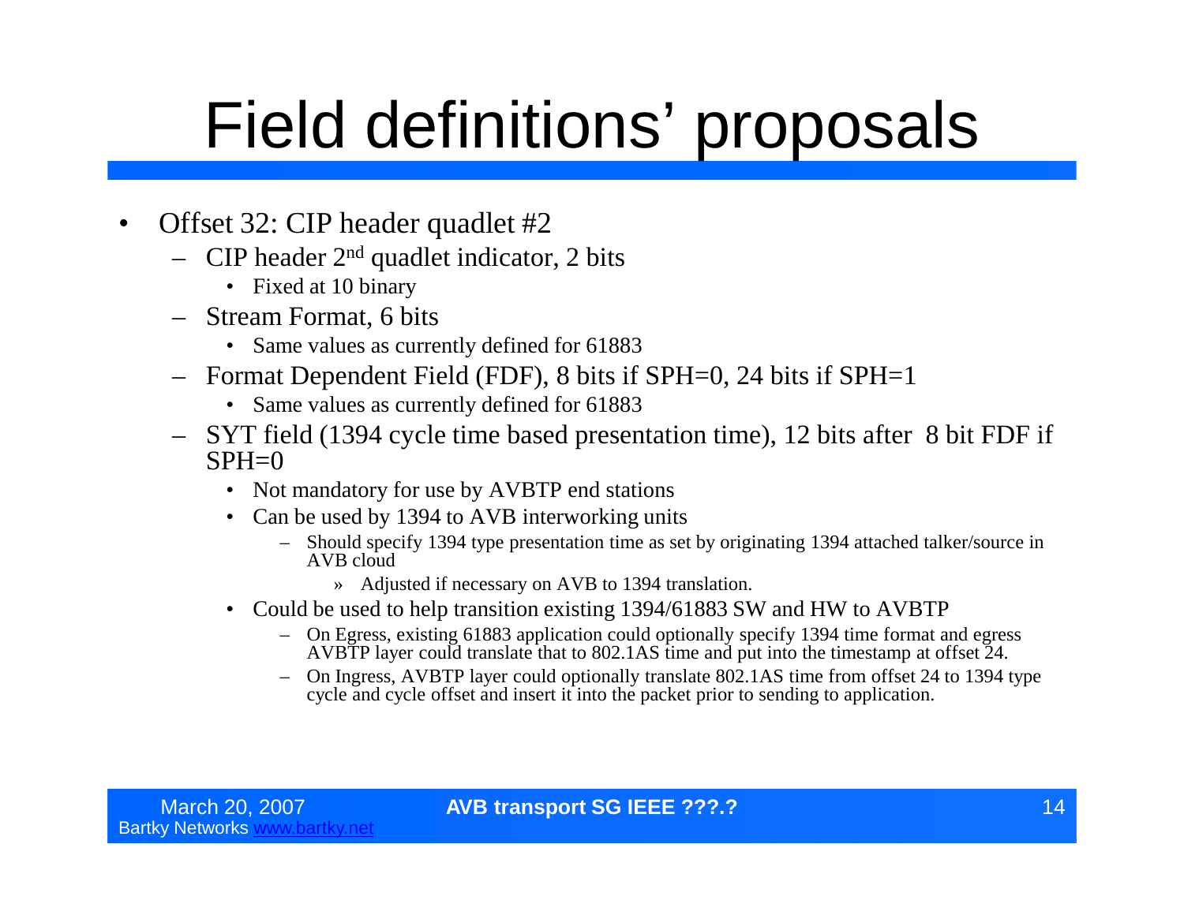# Field definitions' proposals

- Offset 32: CIP header quadlet #2
  - CIP header 2nd quadlet indicator, 2 bits
    - Fixed at 10 binary
  - Stream Format, 6 bits
    - Same values as currently defined for 61883
  - Format Dependent Field (FDF), 8 bits if SPH=0, 24 bits if SPH=1
    - Same values as currently defined for 61883
  - SYT field (1394 cycle time based presentation time), 12 bits after 8 bit FDF if SPH=0
    - Not mandatory for use by AVBTP end stations
    - Can be used by 1394 to AVB interworking units
      - Should specify 1394 type presentation time as set by originating 1394 attached talker/source in AVB cloud
        - » Adjusted if necessary on AVB to 1394 translation.
    - Could be used to help transition existing 1394/61883 SW and HW to AVBTP
      - On Egress, existing 61883 application could optionally specify 1394 time format and egress AVBTP layer could translate that to 802.1AS time and put into the timestamp at offset 24.
      - On Ingress, AVBTP layer could optionally translate 802.1AS time from offset 24 to 1394 type cycle and cycle offset and insert it into the packet prior to sending to application.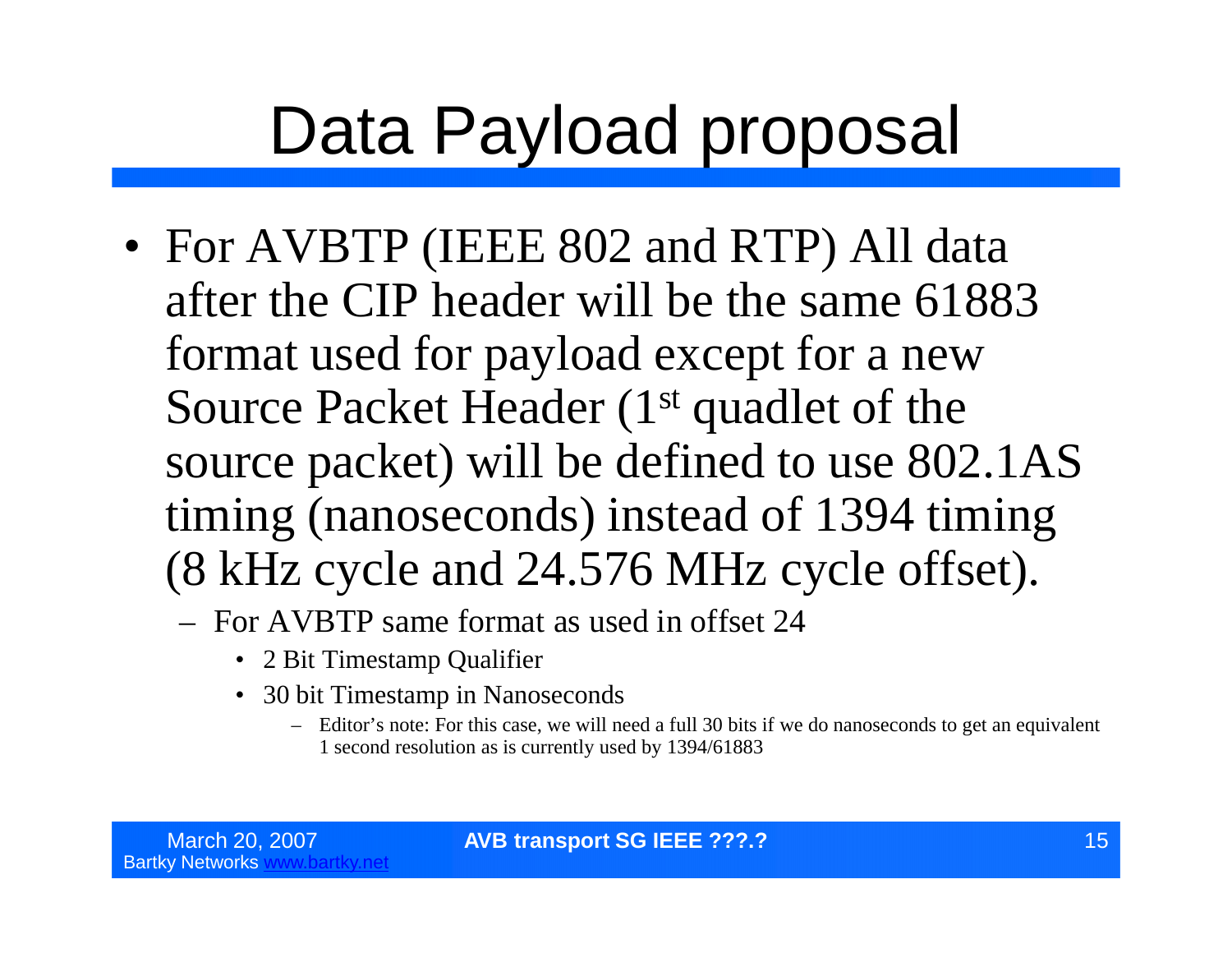# Data Payload proposal

- For AVBTP (IEEE 802 and RTP) All data after the CIP header will be the same 61883 format used for payload except for a new Source Packet Header (1st quadlet of the source packet) will be defined to use 802.1AS timing (nanoseconds) instead of 1394 timing (8 kHz cycle and 24.576 MHz cycle offset).
  - For AVBTP same format as used in offset 24
    - 2 Bit Timestamp Qualifier
    - 30 bit Timestamp in Nanoseconds
      - Editor's note: For this case, we will need a full 30 bits if we do nanoseconds to get an equivalent 1 second resolution as is currently used by 1394/61883